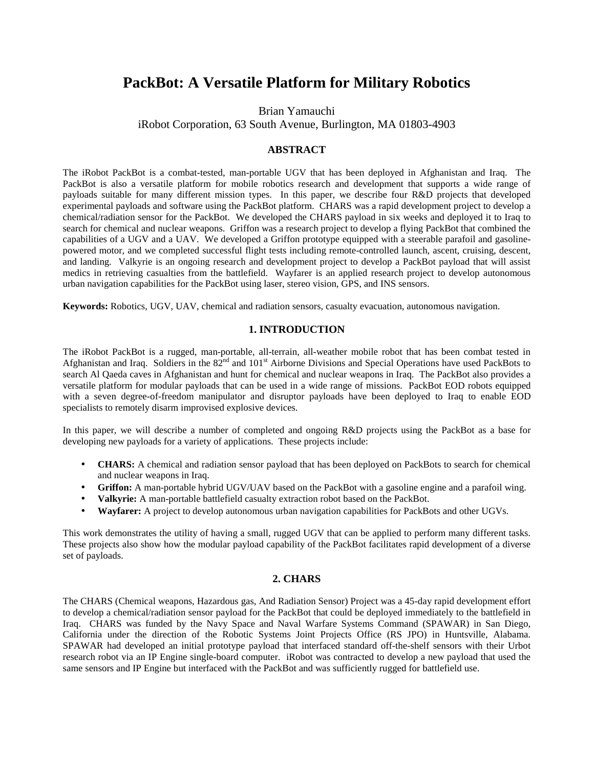# PackBot: A Versatile Platform for Military Robotics

Brian Yamauchi
iRobot Corporation, 63 South Avenue, Burlington, MA 01803-4903

## ABSTRACT

The iRobot PackBot is a combat-tested, man-portable UGV that has been deployed in Afghanistan and Iraq. The PackBot is also a versatile platform for mobile robotics research and development that supports a wide range of payloads suitable for many different mission types. In this paper, we describe four R&D projects that developed experimental payloads and software using the PackBot platform. CHARS was a rapid development project to develop a chemical/radiation sensor for the PackBot. We developed the CHARS payload in six weeks and deployed it to Iraq to search for chemical and nuclear weapons. Griffon was a research project to develop a flying PackBot that combined the capabilities of a UGV and a UAV. We developed a Griffon prototype equipped with a steerable parafoil and gasoline-powered motor, and we completed successful flight tests including remote-controlled launch, ascent, cruising, descent, and landing. Valkyrie is an ongoing research and development project to develop a PackBot payload that will assist medics in retrieving casualties from the battlefield. Wayfarer is an applied research project to develop autonomous urban navigation capabilities for the PackBot using laser, stereo vision, GPS, and INS sensors.

**Keywords:** Robotics, UGV, UAV, chemical and radiation sensors, casualty evacuation, autonomous navigation.

## 1. INTRODUCTION

The iRobot PackBot is a rugged, man-portable, all-terrain, all-weather mobile robot that has been combat tested in Afghanistan and Iraq. Soldiers in the 82nd and 101st Airborne Divisions and Special Operations have used PackBots to search Al Qaeda caves in Afghanistan and hunt for chemical and nuclear weapons in Iraq. The PackBot also provides a versatile platform for modular payloads that can be used in a wide range of missions. PackBot EOD robots equipped with a seven degree-of-freedom manipulator and disruptor payloads have been deployed to Iraq to enable EOD specialists to remotely disarm improvised explosive devices.

In this paper, we will describe a number of completed and ongoing R&D projects using the PackBot as a base for developing new payloads for a variety of applications. These projects include:

- **CHARS:** A chemical and radiation sensor payload that has been deployed on PackBots to search for chemical and nuclear weapons in Iraq.
- **Griffon:** A man-portable hybrid UGV/UAV based on the PackBot with a gasoline engine and a parafoil wing.
- **Valkyrie:** A man-portable battlefield casualty extraction robot based on the PackBot.
- **Wayfarer:** A project to develop autonomous urban navigation capabilities for PackBots and other UGVs.

This work demonstrates the utility of having a small, rugged UGV that can be applied to perform many different tasks. These projects also show how the modular payload capability of the PackBot facilitates rapid development of a diverse set of payloads.

## 2. CHARS

The CHARS (Chemical weapons, Hazardous gas, And Radiation Sensor) Project was a 45-day rapid development effort to develop a chemical/radiation sensor payload for the PackBot that could be deployed immediately to the battlefield in Iraq. CHARS was funded by the Navy Space and Naval Warfare Systems Command (SPAWAR) in San Diego, California under the direction of the Robotic Systems Joint Projects Office (RS JPO) in Huntsville, Alabama. SPAWAR had developed an initial prototype payload that interfaced standard off-the-shelf sensors with their Urbot research robot via an IP Engine single-board computer. iRobot was contracted to develop a new payload that used the same sensors and IP Engine but interfaced with the PackBot and was sufficiently rugged for battlefield use.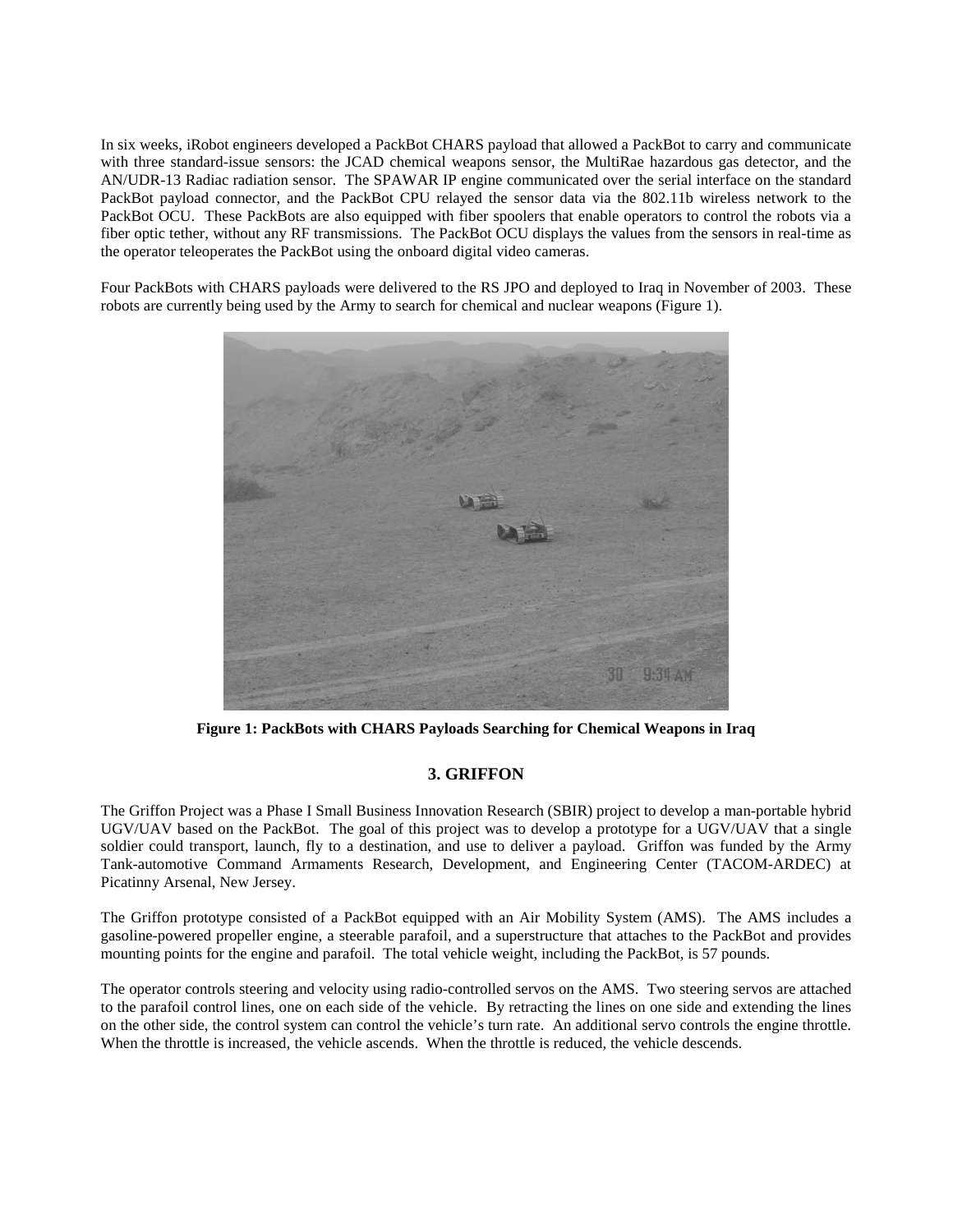In six weeks, iRobot engineers developed a PackBot CHARS payload that allowed a PackBot to carry and communicate with three standard-issue sensors: the JCAD chemical weapons sensor, the MultiRae hazardous gas detector, and the AN/UDR-13 Radiac radiation sensor. The SPAWAR IP engine communicated over the serial interface on the standard PackBot payload connector, and the PackBot CPU relayed the sensor data via the 802.11b wireless network to the PackBot OCU. These PackBots are also equipped with fiber spoolers that enable operators to control the robots via a fiber optic tether, without any RF transmissions. The PackBot OCU displays the values from the sensors in real-time as the operator teleoperates the PackBot using the onboard digital video cameras.

Four PackBots with CHARS payloads were delivered to the RS JPO and deployed to Iraq in November of 2003. These robots are currently being used by the Army to search for chemical and nuclear weapons (Figure 1).

**Figure 1: PackBots with CHARS Payloads Searching for Chemical Weapons in Iraq**

## 3. GRIFFON

The Griffon Project was a Phase I Small Business Innovation Research (SBIR) project to develop a man-portable hybrid UGV/UAV based on the PackBot. The goal of this project was to develop a prototype for a UGV/UAV that a single soldier could transport, launch, fly to a destination, and use to deliver a payload. Griffon was funded by the Army Tank-automotive Command Armaments Research, Development, and Engineering Center (TACOM-ARDEC) at Picatinny Arsenal, New Jersey.

The Griffon prototype consisted of a PackBot equipped with an Air Mobility System (AMS). The AMS includes a gasoline-powered propeller engine, a steerable parafoil, and a superstructure that attaches to the PackBot and provides mounting points for the engine and parafoil. The total vehicle weight, including the PackBot, is 57 pounds.

The operator controls steering and velocity using radio-controlled servos on the AMS. Two steering servos are attached to the parafoil control lines, one on each side of the vehicle. By retracting the lines on one side and extending the lines on the other side, the control system can control the vehicle's turn rate. An additional servo controls the engine throttle. When the throttle is increased, the vehicle ascends. When the throttle is reduced, the vehicle descends.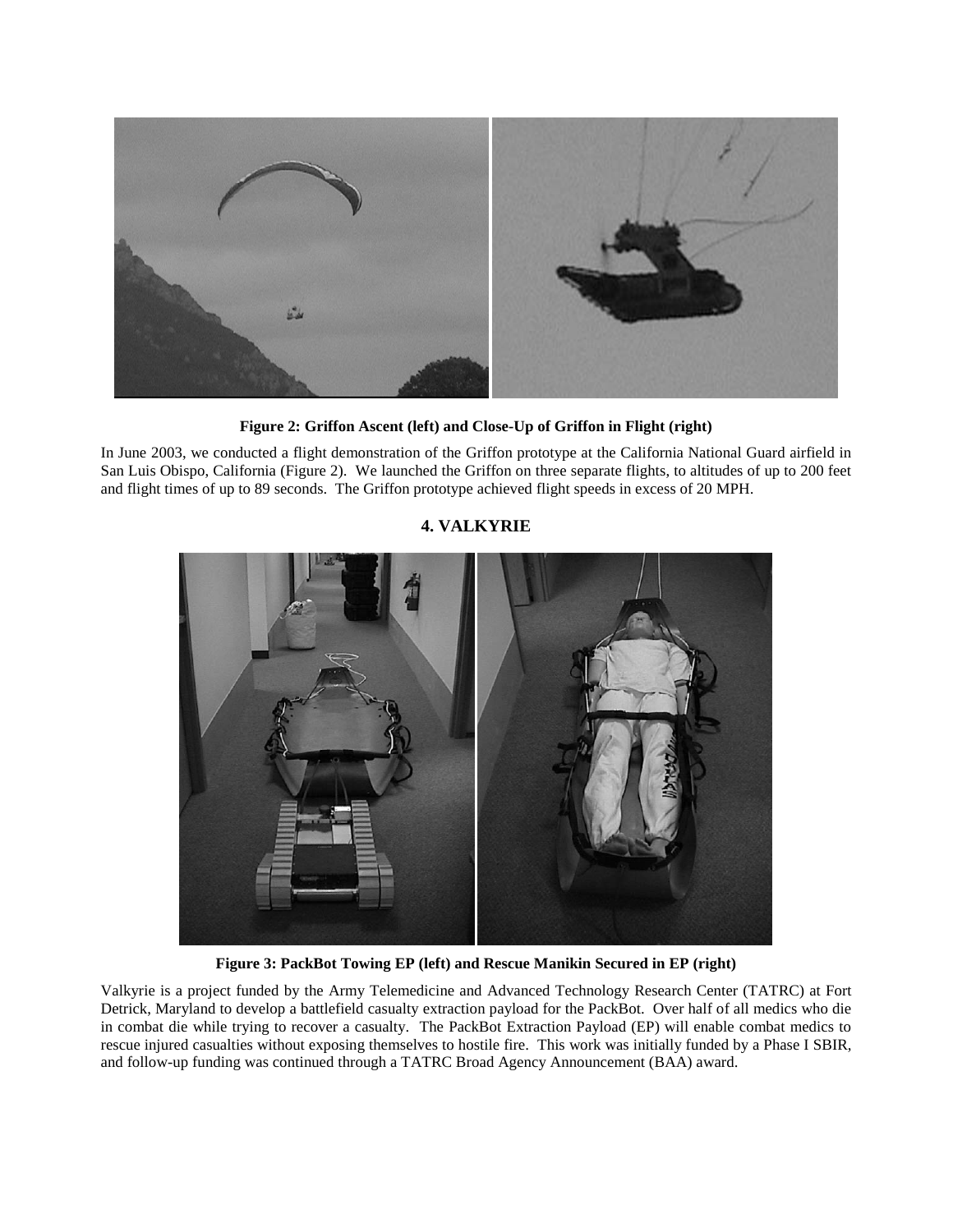**Figure 2: Griffon Ascent (left) and Close-Up of Griffon in Flight (right)**

In June 2003, we conducted a flight demonstration of the Griffon prototype at the California National Guard airfield in San Luis Obispo, California (Figure 2). We launched the Griffon on three separate flights, to altitudes of up to 200 feet and flight times of up to 89 seconds. The Griffon prototype achieved flight speeds in excess of 20 MPH.

## 4. VALKYRIE

**Figure 3: PackBot Towing EP (left) and Rescue Manikin Secured in EP (right)**

Valkyrie is a project funded by the Army Telemedicine and Advanced Technology Research Center (TATRC) at Fort Detrick, Maryland to develop a battlefield casualty extraction payload for the PackBot. Over half of all medics who die in combat die while trying to recover a casualty. The PackBot Extraction Payload (EP) will enable combat medics to rescue injured casualties without exposing themselves to hostile fire. This work was initially funded by a Phase I SBIR, and follow-up funding was continued through a TATRC Broad Agency Announcement (BAA) award.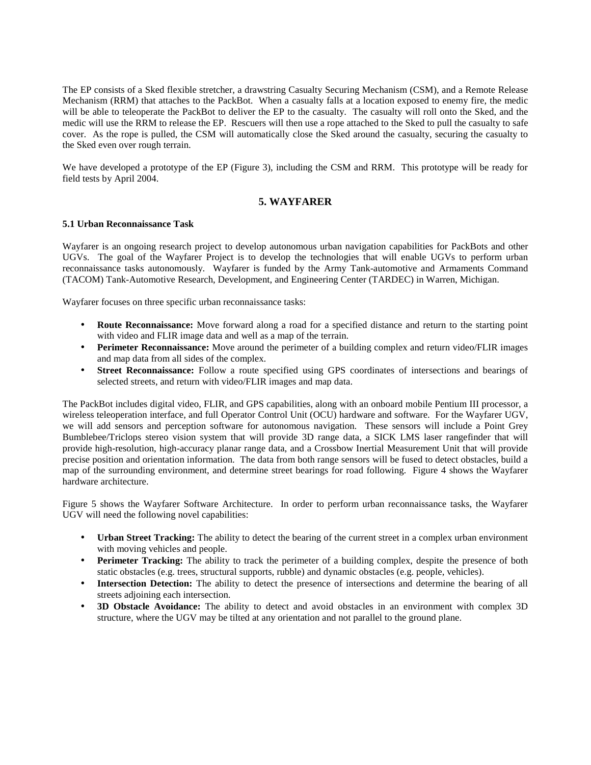The EP consists of a Sked flexible stretcher, a drawstring Casualty Securing Mechanism (CSM), and a Remote Release Mechanism (RRM) that attaches to the PackBot. When a casualty falls at a location exposed to enemy fire, the medic will be able to teleoperate the PackBot to deliver the EP to the casualty. The casualty will roll onto the Sked, and the medic will use the RRM to release the EP. Rescuers will then use a rope attached to the Sked to pull the casualty to safe cover. As the rope is pulled, the CSM will automatically close the Sked around the casualty, securing the casualty to the Sked even over rough terrain.

We have developed a prototype of the EP (Figure 3), including the CSM and RRM. This prototype will be ready for field tests by April 2004.

## 5. WAYFARER

### 5.1 Urban Reconnaissance Task

Wayfarer is an ongoing research project to develop autonomous urban navigation capabilities for PackBots and other UGVs. The goal of the Wayfarer Project is to develop the technologies that will enable UGVs to perform urban reconnaissance tasks autonomously. Wayfarer is funded by the Army Tank-automotive and Armaments Command (TACOM) Tank-Automotive Research, Development, and Engineering Center (TARDEC) in Warren, Michigan.

Wayfarer focuses on three specific urban reconnaissance tasks:

- **Route Reconnaissance:** Move forward along a road for a specified distance and return to the starting point with video and FLIR image data and well as a map of the terrain.
- **Perimeter Reconnaissance:** Move around the perimeter of a building complex and return video/FLIR images and map data from all sides of the complex.
- **Street Reconnaissance:** Follow a route specified using GPS coordinates of intersections and bearings of selected streets, and return with video/FLIR images and map data.

The PackBot includes digital video, FLIR, and GPS capabilities, along with an onboard mobile Pentium III processor, a wireless teleoperation interface, and full Operator Control Unit (OCU) hardware and software. For the Wayfarer UGV, we will add sensors and perception software for autonomous navigation. These sensors will include a Point Grey Bumblebee/Triclops stereo vision system that will provide 3D range data, a SICK LMS laser rangefinder that will provide high-resolution, high-accuracy planar range data, and a Crossbow Inertial Measurement Unit that will provide precise position and orientation information. The data from both range sensors will be fused to detect obstacles, build a map of the surrounding environment, and determine street bearings for road following. Figure 4 shows the Wayfarer hardware architecture.

Figure 5 shows the Wayfarer Software Architecture. In order to perform urban reconnaissance tasks, the Wayfarer UGV will need the following novel capabilities:

- **Urban Street Tracking:** The ability to detect the bearing of the current street in a complex urban environment with moving vehicles and people.
- **Perimeter Tracking:** The ability to track the perimeter of a building complex, despite the presence of both static obstacles (e.g. trees, structural supports, rubble) and dynamic obstacles (e.g. people, vehicles).
- **Intersection Detection:** The ability to detect the presence of intersections and determine the bearing of all streets adjoining each intersection.
- **3D Obstacle Avoidance:** The ability to detect and avoid obstacles in an environment with complex 3D structure, where the UGV may be tilted at any orientation and not parallel to the ground plane.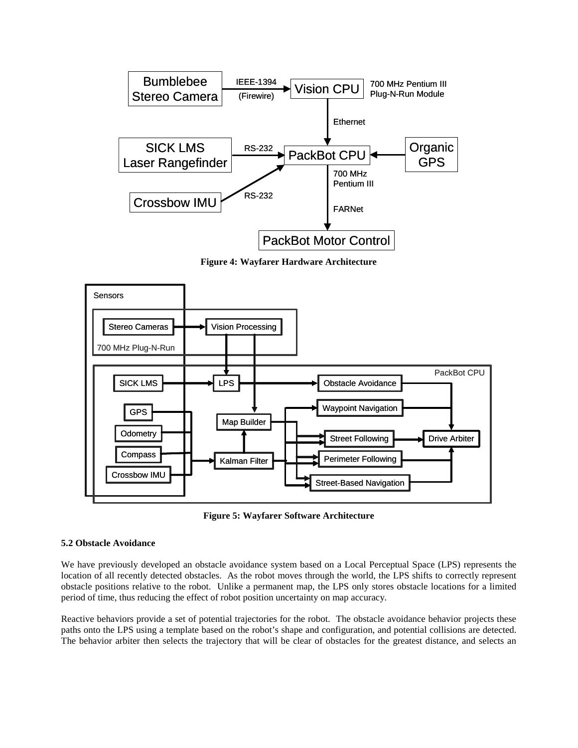**Figure 4: Wayfarer Hardware Architecture**

**Figure 5: Wayfarer Software Architecture**

### 5.2 Obstacle Avoidance

We have previously developed an obstacle avoidance system based on a Local Perceptual Space (LPS) represents the location of all recently detected obstacles. As the robot moves through the world, the LPS shifts to correctly represent obstacle positions relative to the robot. Unlike a permanent map, the LPS only stores obstacle locations for a limited period of time, thus reducing the effect of robot position uncertainty on map accuracy.

Reactive behaviors provide a set of potential trajectories for the robot. The obstacle avoidance behavior projects these paths onto the LPS using a template based on the robot's shape and configuration, and potential collisions are detected. The behavior arbiter then selects the trajectory that will be clear of obstacles for the greatest distance, and selects an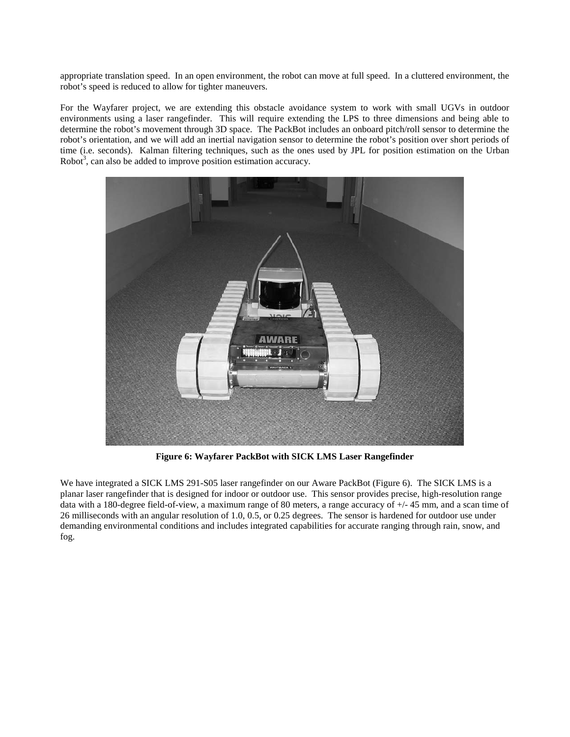appropriate translation speed. In an open environment, the robot can move at full speed. In a cluttered environment, the robot's speed is reduced to allow for tighter maneuvers.

For the Wayfarer project, we are extending this obstacle avoidance system to work with small UGVs in outdoor environments using a laser rangefinder. This will require extending the LPS to three dimensions and being able to determine the robot's movement through 3D space. The PackBot includes an onboard pitch/roll sensor to determine the robot's orientation, and we will add an inertial navigation sensor to determine the robot's position over short periods of time (i.e. seconds). Kalman filtering techniques, such as the ones used by JPL for position estimation on the Urban Robot[3], can also be added to improve position estimation accuracy.

**Figure 6: Wayfarer PackBot with SICK LMS Laser Rangefinder**

We have integrated a SICK LMS 291-S05 laser rangefinder on our Aware PackBot (Figure 6). The SICK LMS is a planar laser rangefinder that is designed for indoor or outdoor use. This sensor provides precise, high-resolution range data with a 180-degree field-of-view, a maximum range of 80 meters, a range accuracy of +/- 45 mm, and a scan time of 26 milliseconds with an angular resolution of 1.0, 0.5, or 0.25 degrees. The sensor is hardened for outdoor use under demanding environmental conditions and includes integrated capabilities for accurate ranging through rain, snow, and fog.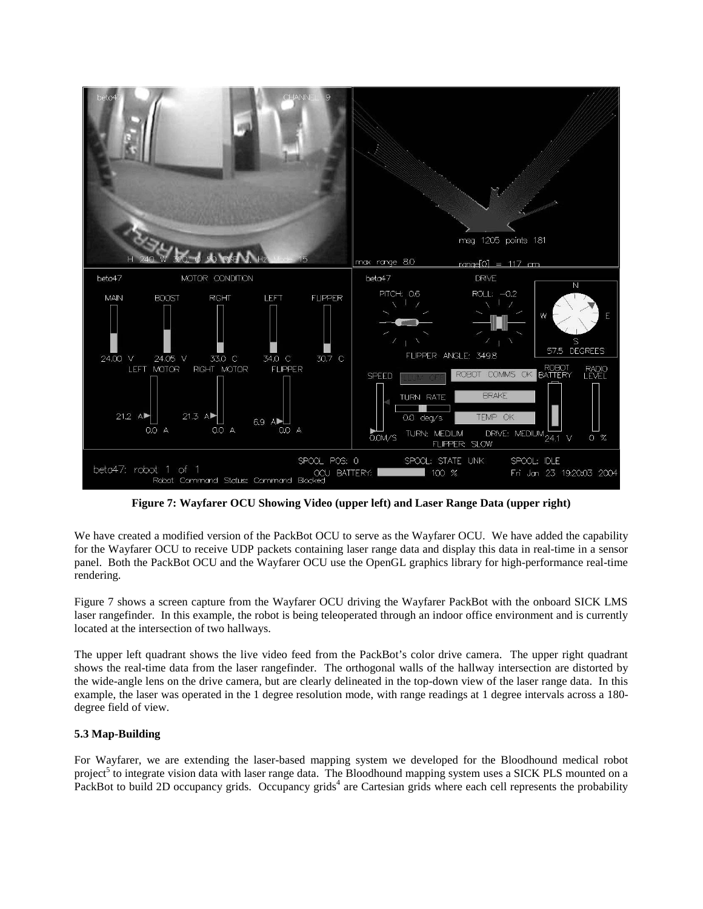**Figure 7: Wayfarer OCU Showing Video (upper left) and Laser Range Data (upper right)**

We have created a modified version of the PackBot OCU to serve as the Wayfarer OCU. We have added the capability for the Wayfarer OCU to receive UDP packets containing laser range data and display this data in real-time in a sensor panel. Both the PackBot OCU and the Wayfarer OCU use the OpenGL graphics library for high-performance real-time rendering.

Figure 7 shows a screen capture from the Wayfarer OCU driving the Wayfarer PackBot with the onboard SICK LMS laser rangefinder. In this example, the robot is being teleoperated through an indoor office environment and is currently located at the intersection of two hallways.

The upper left quadrant shows the live video feed from the PackBot's color drive camera. The upper right quadrant shows the real-time data from the laser rangefinder. The orthogonal walls of the hallway intersection are distorted by the wide-angle lens on the drive camera, but are clearly delineated in the top-down view of the laser range data. In this example, the laser was operated in the 1 degree resolution mode, with range readings at 1 degree intervals across a 180-degree field of view.

### 5.3 Map-Building

For Wayfarer, we are extending the laser-based mapping system we developed for the Bloodhound medical robot project[5] to integrate vision data with laser range data. The Bloodhound mapping system uses a SICK PLS mounted on a PackBot to build 2D occupancy grids. Occupancy grids[4] are Cartesian grids where each cell represents the probability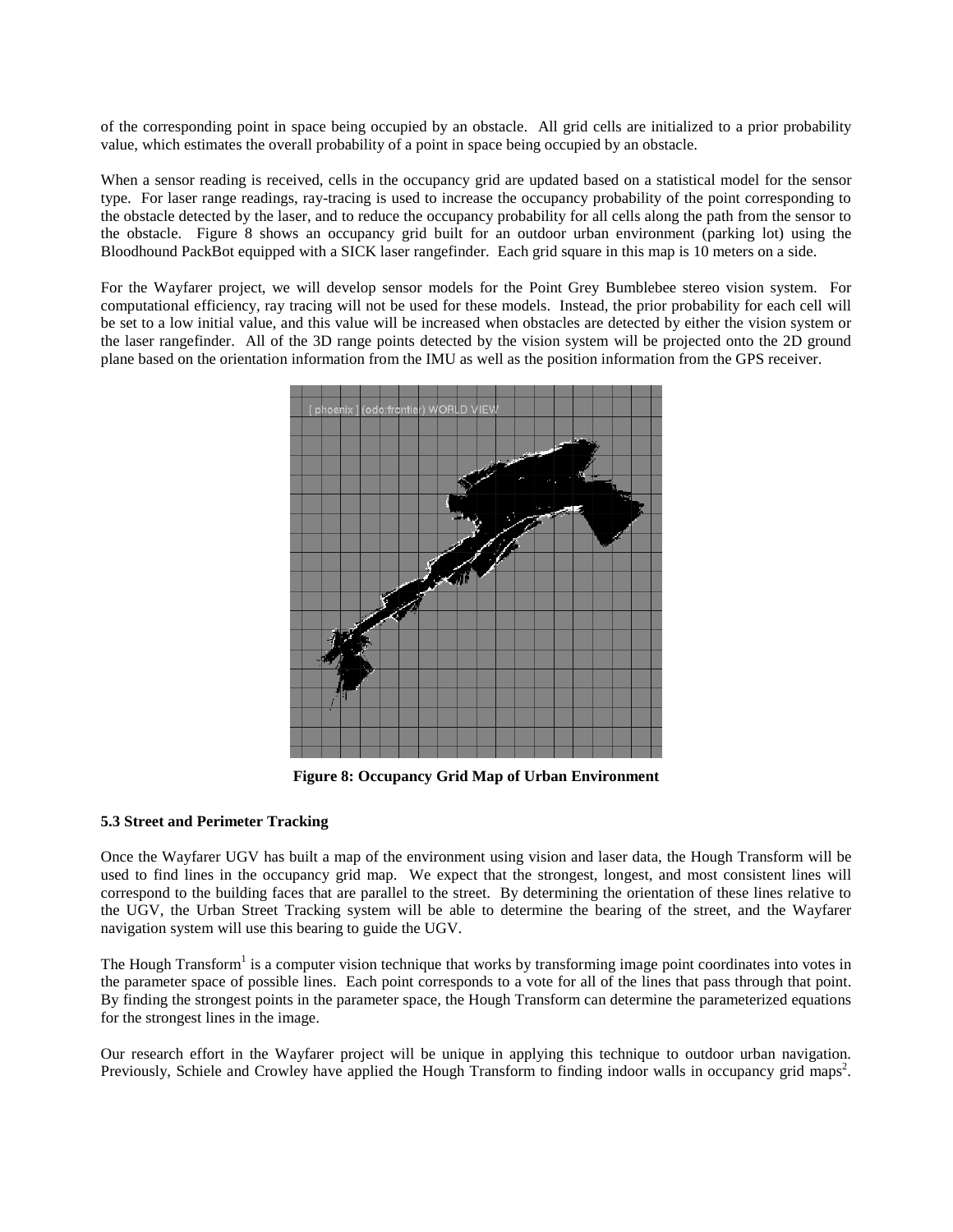of the corresponding point in space being occupied by an obstacle. All grid cells are initialized to a prior probability value, which estimates the overall probability of a point in space being occupied by an obstacle.

When a sensor reading is received, cells in the occupancy grid are updated based on a statistical model for the sensor type. For laser range readings, ray-tracing is used to increase the occupancy probability of the point corresponding to the obstacle detected by the laser, and to reduce the occupancy probability for all cells along the path from the sensor to the obstacle. Figure 8 shows an occupancy grid built for an outdoor urban environment (parking lot) using the Bloodhound PackBot equipped with a SICK laser rangefinder. Each grid square in this map is 10 meters on a side.

For the Wayfarer project, we will develop sensor models for the Point Grey Bumblebee stereo vision system. For computational efficiency, ray tracing will not be used for these models. Instead, the prior probability for each cell will be set to a low initial value, and this value will be increased when obstacles are detected by either the vision system or the laser rangefinder. All of the 3D range points detected by the vision system will be projected onto the 2D ground plane based on the orientation information from the IMU as well as the position information from the GPS receiver.

**Figure 8: Occupancy Grid Map of Urban Environment**

### 5.3 Street and Perimeter Tracking

Once the Wayfarer UGV has built a map of the environment using vision and laser data, the Hough Transform will be used to find lines in the occupancy grid map. We expect that the strongest, longest, and most consistent lines will correspond to the building faces that are parallel to the street. By determining the orientation of these lines relative to the UGV, the Urban Street Tracking system will be able to determine the bearing of the street, and the Wayfarer navigation system will use this bearing to guide the UGV.

The Hough Transform[1] is a computer vision technique that works by transforming image point coordinates into votes in the parameter space of possible lines. Each point corresponds to a vote for all of the lines that pass through that point. By finding the strongest points in the parameter space, the Hough Transform can determine the parameterized equations for the strongest lines in the image.

Our research effort in the Wayfarer project will be unique in applying this technique to outdoor urban navigation. Previously, Schiele and Crowley have applied the Hough Transform to finding indoor walls in occupancy grid maps[2].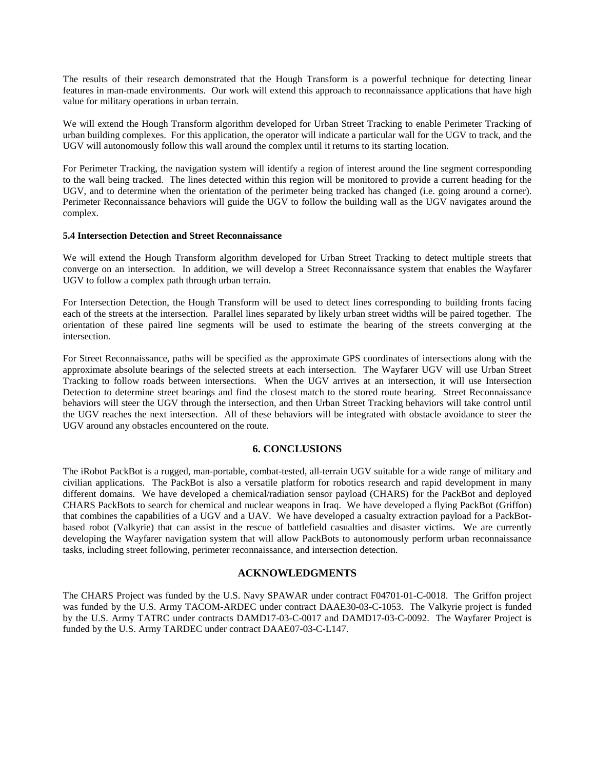The results of their research demonstrated that the Hough Transform is a powerful technique for detecting linear features in man-made environments. Our work will extend this approach to reconnaissance applications that have high value for military operations in urban terrain.

We will extend the Hough Transform algorithm developed for Urban Street Tracking to enable Perimeter Tracking of urban building complexes. For this application, the operator will indicate a particular wall for the UGV to track, and the UGV will autonomously follow this wall around the complex until it returns to its starting location.

For Perimeter Tracking, the navigation system will identify a region of interest around the line segment corresponding to the wall being tracked. The lines detected within this region will be monitored to provide a current heading for the UGV, and to determine when the orientation of the perimeter being tracked has changed (i.e. going around a corner). Perimeter Reconnaissance behaviors will guide the UGV to follow the building wall as the UGV navigates around the complex.

### 5.4 Intersection Detection and Street Reconnaissance

We will extend the Hough Transform algorithm developed for Urban Street Tracking to detect multiple streets that converge on an intersection. In addition, we will develop a Street Reconnaissance system that enables the Wayfarer UGV to follow a complex path through urban terrain.

For Intersection Detection, the Hough Transform will be used to detect lines corresponding to building fronts facing each of the streets at the intersection. Parallel lines separated by likely urban street widths will be paired together. The orientation of these paired line segments will be used to estimate the bearing of the streets converging at the intersection.

For Street Reconnaissance, paths will be specified as the approximate GPS coordinates of intersections along with the approximate absolute bearings of the selected streets at each intersection. The Wayfarer UGV will use Urban Street Tracking to follow roads between intersections. When the UGV arrives at an intersection, it will use Intersection Detection to determine street bearings and find the closest match to the stored route bearing. Street Reconnaissance behaviors will steer the UGV through the intersection, and then Urban Street Tracking behaviors will take control until the UGV reaches the next intersection. All of these behaviors will be integrated with obstacle avoidance to steer the UGV around any obstacles encountered on the route.

## 6. CONCLUSIONS

The iRobot PackBot is a rugged, man-portable, combat-tested, all-terrain UGV suitable for a wide range of military and civilian applications. The PackBot is also a versatile platform for robotics research and rapid development in many different domains. We have developed a chemical/radiation sensor payload (CHARS) for the PackBot and deployed CHARS PackBots to search for chemical and nuclear weapons in Iraq. We have developed a flying PackBot (Griffon) that combines the capabilities of a UGV and a UAV. We have developed a casualty extraction payload for a PackBot-based robot (Valkyrie) that can assist in the rescue of battlefield casualties and disaster victims. We are currently developing the Wayfarer navigation system that will allow PackBots to autonomously perform urban reconnaissance tasks, including street following, perimeter reconnaissance, and intersection detection.

## ACKNOWLEDGMENTS

The CHARS Project was funded by the U.S. Navy SPAWAR under contract F04701-01-C-0018. The Griffon project was funded by the U.S. Army TACOM-ARDEC under contract DAAE30-03-C-1053. The Valkyrie project is funded by the U.S. Army TATRC under contracts DAMD17-03-C-0017 and DAMD17-03-C-0092. The Wayfarer Project is funded by the U.S. Army TARDEC under contract DAAE07-03-C-L147.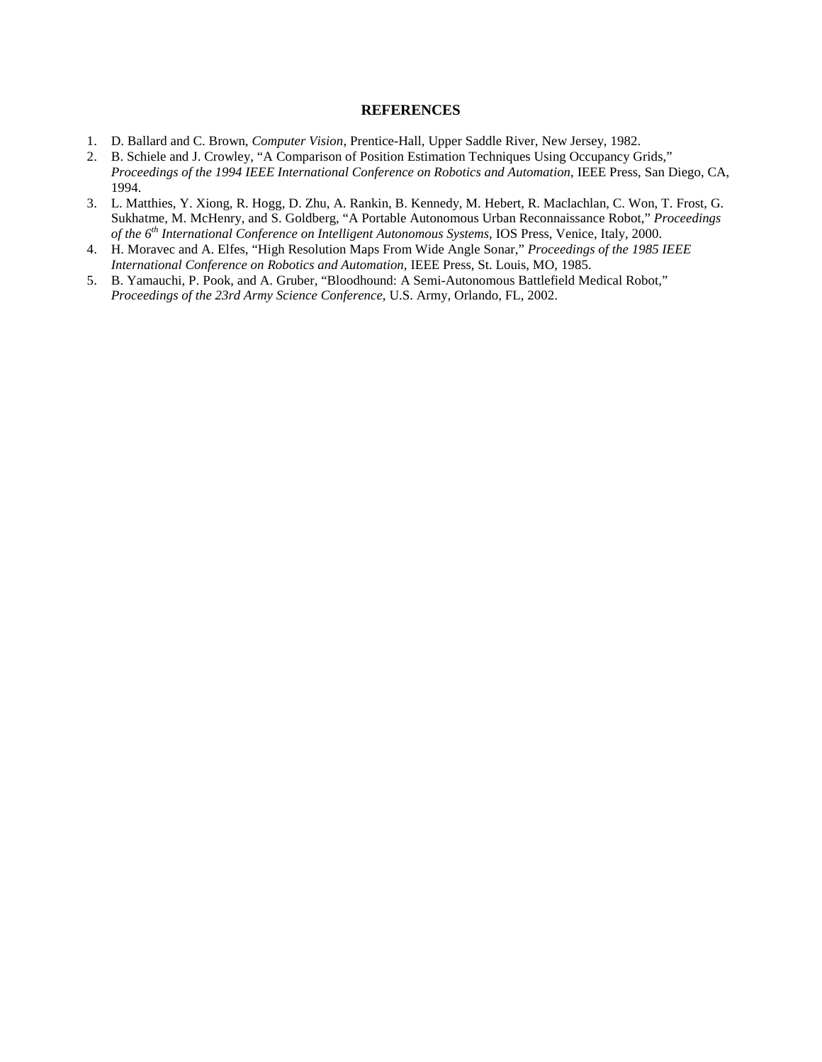## REFERENCES

1. D. Ballard and C. Brown, *Computer Vision*, Prentice-Hall, Upper Saddle River, New Jersey, 1982.
2. B. Schiele and J. Crowley, "A Comparison of Position Estimation Techniques Using Occupancy Grids," *Proceedings of the 1994 IEEE International Conference on Robotics and Automation*, IEEE Press, San Diego, CA, 1994.
3. L. Matthies, Y. Xiong, R. Hogg, D. Zhu, A. Rankin, B. Kennedy, M. Hebert, R. Maclachlan, C. Won, T. Frost, G. Sukhatme, M. McHenry, and S. Goldberg, "A Portable Autonomous Urban Reconnaissance Robot," *Proceedings of the 6th International Conference on Intelligent Autonomous Systems*, IOS Press, Venice, Italy, 2000.
4. H. Moravec and A. Elfes, "High Resolution Maps From Wide Angle Sonar," *Proceedings of the 1985 IEEE International Conference on Robotics and Automation*, IEEE Press, St. Louis, MO, 1985.
5. B. Yamauchi, P. Pook, and A. Gruber, "Bloodhound: A Semi-Autonomous Battlefield Medical Robot," *Proceedings of the 23rd Army Science Conference*, U.S. Army, Orlando, FL, 2002.